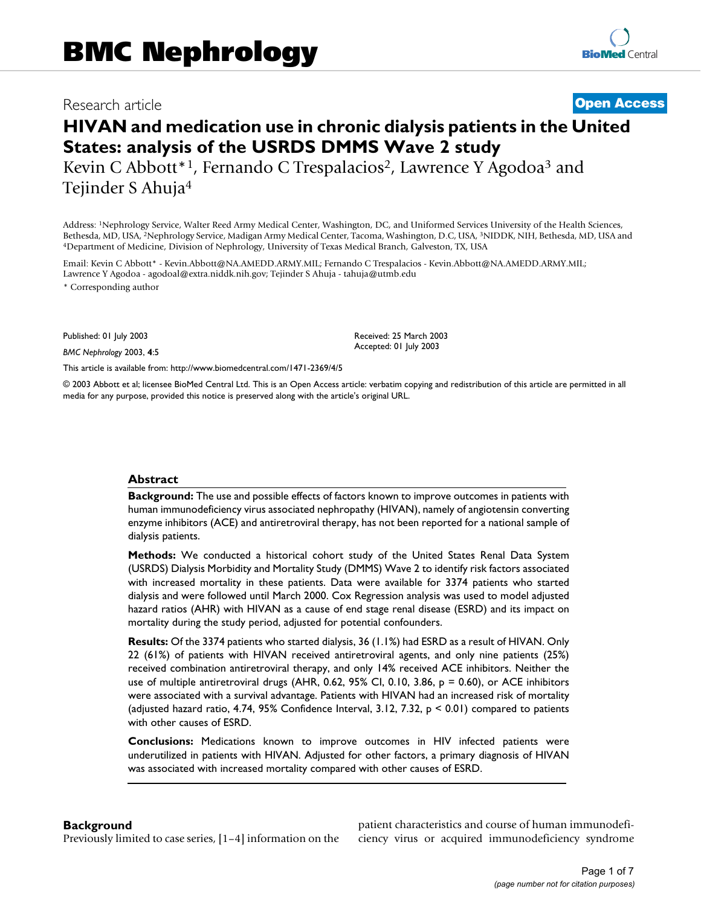BMC Nephrology

Research article **Open Access**

# HIVAN and medication use in chronic dialysis patients in the United States: analysis of the USRDS DMMS Wave 2 study

Kevin C Abbott*[1], Fernando C Trespalacios[2], Lawrence Y Agodoa[3] and Tejinder S Ahuja[4]

Address: [1]Nephrology Service, Walter Reed Army Medical Center, Washington, DC, and Uniformed Services University of the Health Sciences, Bethesda, MD, USA, [2]Nephrology Service, Madigan Army Medical Center, Tacoma, Washington, D.C, USA, [3]NIDDK, NIH, Bethesda, MD, USA and [4]Department of Medicine, Division of Nephrology, University of Texas Medical Branch, Galveston, TX, USA

Email: Kevin C Abbott* - Kevin.Abbott@NA.AMEDD.ARMY.MIL; Fernando C Trespalacios - Kevin.Abbott@NA.AMEDD.ARMY.MIL; Lawrence Y Agodoa - agodoal@extra.niddk.nih.gov; Tejinder S Ahuja - tahuja@utmb.edu

\* Corresponding author

Published: 01 July 2003

*BMC Nephrology* 2003, **4**:5

Received: 25 March 2003
Accepted: 01 July 2003

This article is available from: http://www.biomedcentral.com/1471-2369/4/5

© 2003 Abbott et al; licensee BioMed Central Ltd. This is an Open Access article: verbatim copying and redistribution of this article are permitted in all media for any purpose, provided this notice is preserved along with the article's original URL.

## Abstract

**Background:** The use and possible effects of factors known to improve outcomes in patients with human immunodeficiency virus associated nephropathy (HIVAN), namely of angiotensin converting enzyme inhibitors (ACE) and antiretroviral therapy, has not been reported for a national sample of dialysis patients.

**Methods:** We conducted a historical cohort study of the United States Renal Data System (USRDS) Dialysis Morbidity and Mortality Study (DMMS) Wave 2 to identify risk factors associated with increased mortality in these patients. Data were available for 3374 patients who started dialysis and were followed until March 2000. Cox Regression analysis was used to model adjusted hazard ratios (AHR) with HIVAN as a cause of end stage renal disease (ESRD) and its impact on mortality during the study period, adjusted for potential confounders.

**Results:** Of the 3374 patients who started dialysis, 36 (1.1%) had ESRD as a result of HIVAN. Only 22 (61%) of patients with HIVAN received antiretroviral agents, and only nine patients (25%) received combination antiretroviral therapy, and only 14% received ACE inhibitors. Neither the use of multiple antiretroviral drugs (AHR, 0.62, 95% CI, 0.10, 3.86, p = 0.60), or ACE inhibitors were associated with a survival advantage. Patients with HIVAN had an increased risk of mortality (adjusted hazard ratio, 4.74, 95% Confidence Interval, 3.12, 7.32, p < 0.01) compared to patients with other causes of ESRD.

**Conclusions:** Medications known to improve outcomes in HIV infected patients were underutilized in patients with HIVAN. Adjusted for other factors, a primary diagnosis of HIVAN was associated with increased mortality compared with other causes of ESRD.

## Background

Previously limited to case series, [1–4] information on the patient characteristics and course of human immunodeficiency virus or acquired immunodeficiency syndrome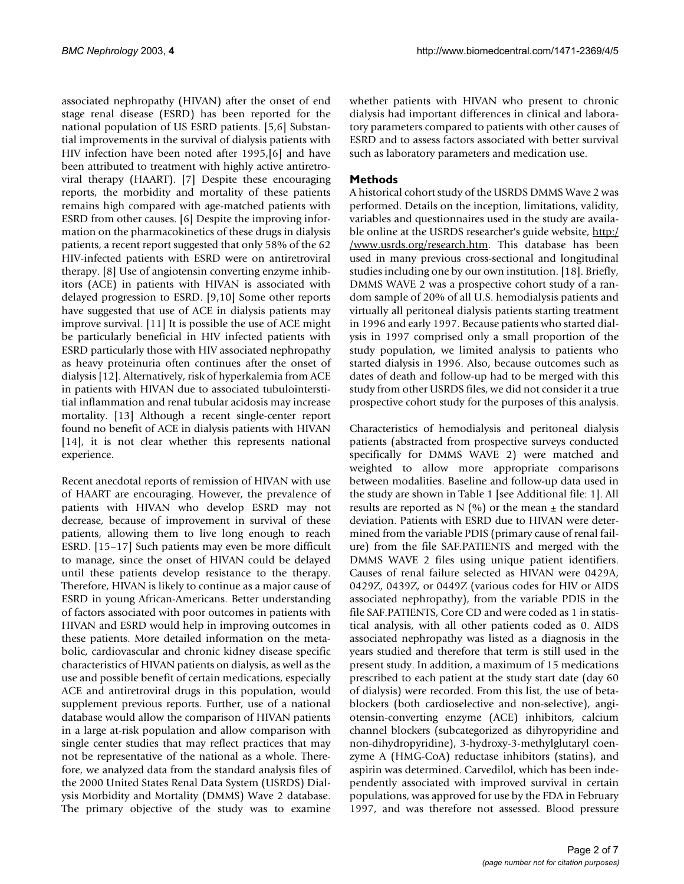associated nephropathy (HIVAN) after the onset of end stage renal disease (ESRD) has been reported for the national population of US ESRD patients. [5,6] Substantial improvements in the survival of dialysis patients with HIV infection have been noted after 1995,[6] and have been attributed to treatment with highly active antiretroviral therapy (HAART). [7] Despite these encouraging reports, the morbidity and mortality of these patients remains high compared with age-matched patients with ESRD from other causes. [6] Despite the improving information on the pharmacokinetics of these drugs in dialysis patients, a recent report suggested that only 58% of the 62 HIV-infected patients with ESRD were on antiretroviral therapy. [8] Use of angiotensin converting enzyme inhibitors (ACE) in patients with HIVAN is associated with delayed progression to ESRD. [9,10] Some other reports have suggested that use of ACE in dialysis patients may improve survival. [11] It is possible the use of ACE might be particularly beneficial in HIV infected patients with ESRD particularly those with HIV associated nephropathy as heavy proteinuria often continues after the onset of dialysis [12]. Alternatively, risk of hyperkalemia from ACE in patients with HIVAN due to associated tubulointerstitial inflammation and renal tubular acidosis may increase mortality. [13] Although a recent single-center report found no benefit of ACE in dialysis patients with HIVAN [14], it is not clear whether this represents national experience.

Recent anecdotal reports of remission of HIVAN with use of HAART are encouraging. However, the prevalence of patients with HIVAN who develop ESRD may not decrease, because of improvement in survival of these patients, allowing them to live long enough to reach ESRD. [15–17] Such patients may even be more difficult to manage, since the onset of HIVAN could be delayed until these patients develop resistance to the therapy. Therefore, HIVAN is likely to continue as a major cause of ESRD in young African-Americans. Better understanding of factors associated with poor outcomes in patients with HIVAN and ESRD would help in improving outcomes in these patients. More detailed information on the metabolic, cardiovascular and chronic kidney disease specific characteristics of HIVAN patients on dialysis, as well as the use and possible benefit of certain medications, especially ACE and antiretroviral drugs in this population, would supplement previous reports. Further, use of a national database would allow the comparison of HIVAN patients in a large at-risk population and allow comparison with single center studies that may reflect practices that may not be representative of the national as a whole. Therefore, we analyzed data from the standard analysis files of the 2000 United States Renal Data System (USRDS) Dialysis Morbidity and Mortality (DMMS) Wave 2 database. The primary objective of the study was to examine whether patients with HIVAN who present to chronic dialysis had important differences in clinical and laboratory parameters compared to patients with other causes of ESRD and to assess factors associated with better survival such as laboratory parameters and medication use.

## Methods

A historical cohort study of the USRDS DMMS Wave 2 was performed. Details on the inception, limitations, validity, variables and questionnaires used in the study are available online at the USRDS researcher's guide website, http://www.usrds.org/research.htm. This database has been used in many previous cross-sectional and longitudinal studies including one by our own institution. [18]. Briefly, DMMS WAVE 2 was a prospective cohort study of a random sample of 20% of all U.S. hemodialysis patients and virtually all peritoneal dialysis patients starting treatment in 1996 and early 1997. Because patients who started dialysis in 1997 comprised only a small proportion of the study population, we limited analysis to patients who started dialysis in 1996. Also, because outcomes such as dates of death and follow-up had to be merged with this study from other USRDS files, we did not consider it a true prospective cohort study for the purposes of this analysis.

Characteristics of hemodialysis and peritoneal dialysis patients (abstracted from prospective surveys conducted specifically for DMMS WAVE 2) were matched and weighted to allow more appropriate comparisons between modalities. Baseline and follow-up data used in the study are shown in Table 1 [see Additional file: 1]. All results are reported as N (%) or the mean ± the standard deviation. Patients with ESRD due to HIVAN were determined from the variable PDIS (primary cause of renal failure) from the file SAF.PATIENTS and merged with the DMMS WAVE 2 files using unique patient identifiers. Causes of renal failure selected as HIVAN were 0429A, 0429Z, 0439Z, or 0449Z (various codes for HIV or AIDS associated nephropathy), from the variable PDIS in the file SAF.PATIENTS, Core CD and were coded as 1 in statistical analysis, with all other patients coded as 0. AIDS associated nephropathy was listed as a diagnosis in the years studied and therefore that term is still used in the present study. In addition, a maximum of 15 medications prescribed to each patient at the study start date (day 60 of dialysis) were recorded. From this list, the use of beta-blockers (both cardioselective and non-selective), angiotensin-converting enzyme (ACE) inhibitors, calcium channel blockers (subcategorized as dihyropyridine and non-dihydropyridine), 3-hydroxy-3-methylglutaryl coenzyme A (HMG-CoA) reductase inhibitors (statins), and aspirin was determined. Carvedilol, which has been independently associated with improved survival in certain populations, was approved for use by the FDA in February 1997, and was therefore not assessed. Blood pressure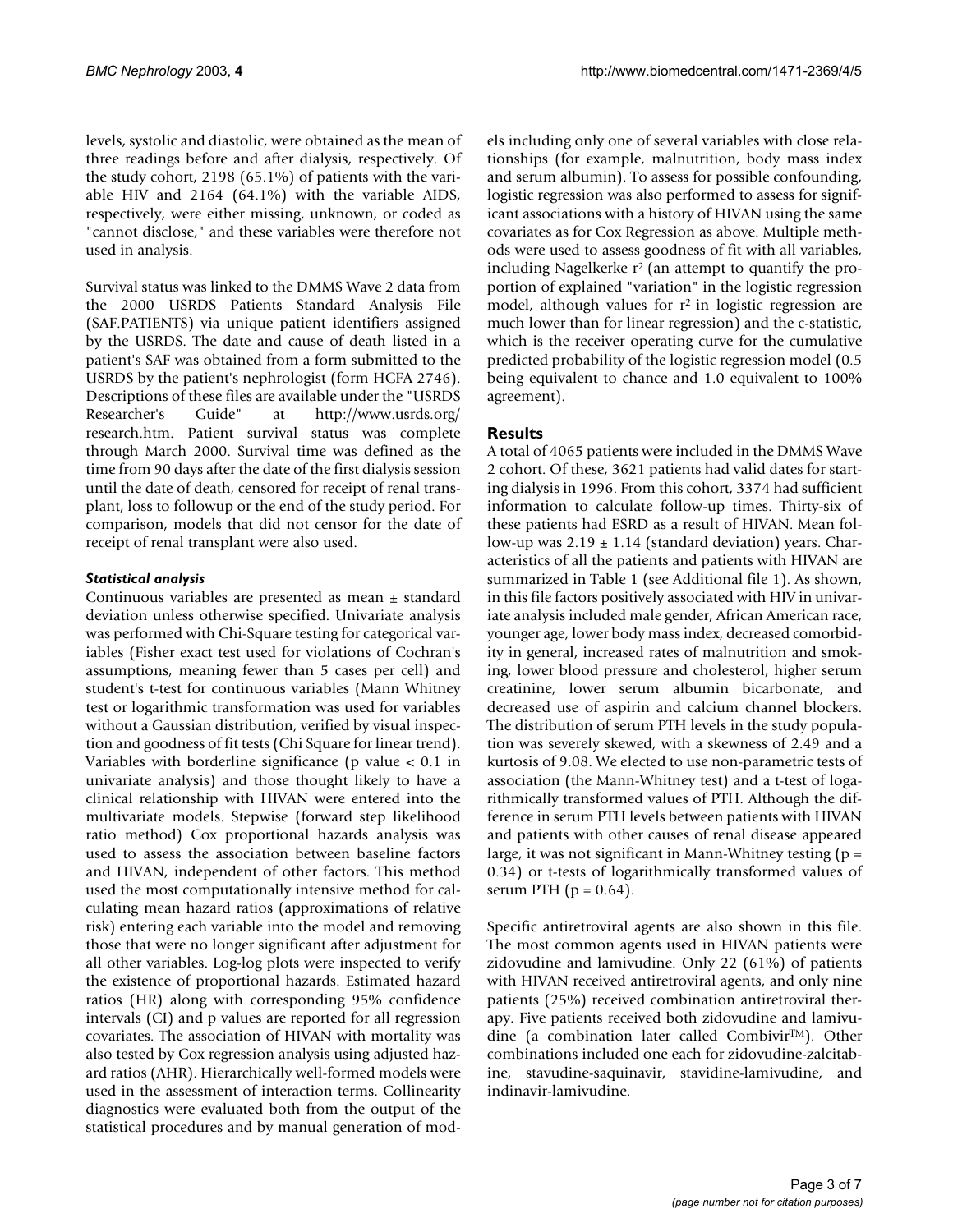levels, systolic and diastolic, were obtained as the mean of three readings before and after dialysis, respectively. Of the study cohort, 2198 (65.1%) of patients with the variable HIV and 2164 (64.1%) with the variable AIDS, respectively, were either missing, unknown, or coded as "cannot disclose," and these variables were therefore not used in analysis.

Survival status was linked to the DMMS Wave 2 data from the 2000 USRDS Patients Standard Analysis File (SAF.PATIENTS) via unique patient identifiers assigned by the USRDS. The date and cause of death listed in a patient's SAF was obtained from a form submitted to the USRDS by the patient's nephrologist (form HCFA 2746). Descriptions of these files are available under the "USRDS Researcher's Guide" at http://www.usrds.org/research.htm. Patient survival status was complete through March 2000. Survival time was defined as the time from 90 days after the date of the first dialysis session until the date of death, censored for receipt of renal transplant, loss to followup or the end of the study period. For comparison, models that did not censor for the date of receipt of renal transplant were also used.

### Statistical analysis

Continuous variables are presented as mean ± standard deviation unless otherwise specified. Univariate analysis was performed with Chi-Square testing for categorical variables (Fisher exact test used for violations of Cochran's assumptions, meaning fewer than 5 cases per cell) and student's t-test for continuous variables (Mann Whitney test or logarithmic transformation was used for variables without a Gaussian distribution, verified by visual inspection and goodness of fit tests (Chi Square for linear trend). Variables with borderline significance (p value < 0.1 in univariate analysis) and those thought likely to have a clinical relationship with HIVAN were entered into the multivariate models. Stepwise (forward step likelihood ratio method) Cox proportional hazards analysis was used to assess the association between baseline factors and HIVAN, independent of other factors. This method used the most computationally intensive method for calculating mean hazard ratios (approximations of relative risk) entering each variable into the model and removing those that were no longer significant after adjustment for all other variables. Log-log plots were inspected to verify the existence of proportional hazards. Estimated hazard ratios (HR) along with corresponding 95% confidence intervals (CI) and p values are reported for all regression covariates. The association of HIVAN with mortality was also tested by Cox regression analysis using adjusted hazard ratios (AHR). Hierarchically well-formed models were used in the assessment of interaction terms. Collinearity diagnostics were evaluated both from the output of the statistical procedures and by manual generation of models including only one of several variables with close relationships (for example, malnutrition, body mass index and serum albumin). To assess for possible confounding, logistic regression was also performed to assess for significant associations with a history of HIVAN using the same covariates as for Cox Regression as above. Multiple methods were used to assess goodness of fit with all variables, including Nagelkerke $r^2$ (an attempt to quantify the proportion of explained "variation" in the logistic regression model, although values for $r^2$ in logistic regression are much lower than for linear regression) and the c-statistic, which is the receiver operating curve for the cumulative predicted probability of the logistic regression model (0.5 being equivalent to chance and 1.0 equivalent to 100% agreement).

## Results

A total of 4065 patients were included in the DMMS Wave 2 cohort. Of these, 3621 patients had valid dates for starting dialysis in 1996. From this cohort, 3374 had sufficient information to calculate follow-up times. Thirty-six of these patients had ESRD as a result of HIVAN. Mean follow-up was 2.19 ± 1.14 (standard deviation) years. Characteristics of all the patients and patients with HIVAN are summarized in Table 1 (see Additional file 1). As shown, in this file factors positively associated with HIV in univariate analysis included male gender, African American race, younger age, lower body mass index, decreased comorbidity in general, increased rates of malnutrition and smoking, lower blood pressure and cholesterol, higher serum creatinine, lower serum albumin bicarbonate, and decreased use of aspirin and calcium channel blockers. The distribution of serum PTH levels in the study population was severely skewed, with a skewness of 2.49 and a kurtosis of 9.08. We elected to use non-parametric tests of association (the Mann-Whitney test) and a t-test of logarithmically transformed values of PTH. Although the difference in serum PTH levels between patients with HIVAN and patients with other causes of renal disease appeared large, it was not significant in Mann-Whitney testing (p = 0.34) or t-tests of logarithmically transformed values of serum PTH (p = 0.64).

Specific antiretroviral agents are also shown in this file. The most common agents used in HIVAN patients were zidovudine and lamivudine. Only 22 (61%) of patients with HIVAN received antiretroviral agents, and only nine patients (25%) received combination antiretroviral therapy. Five patients received both zidovudine and lamivudine (a combination later called Combivir™). Other combinations included one each for zidovudine-zalcitabine, stavudine-saquinavir, stavidine-lamivudine, and indinavir-lamivudine.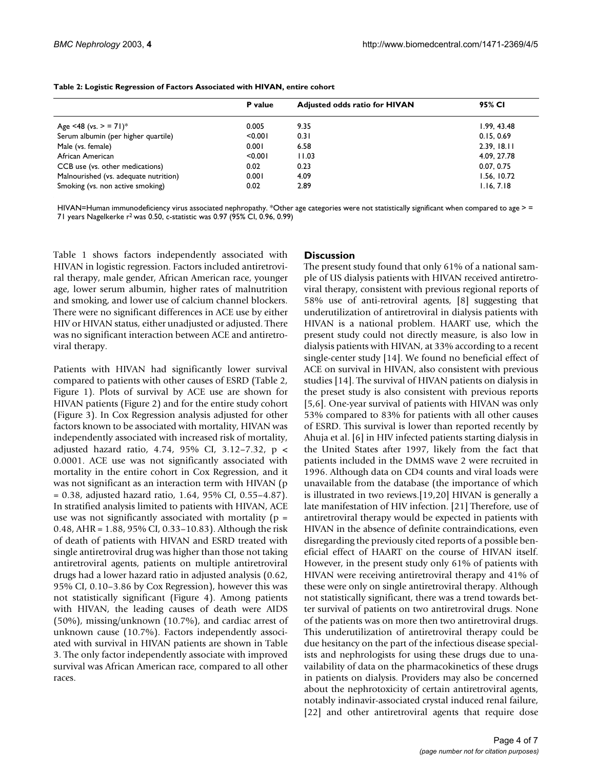**Table 2: Logistic Regression of Factors Associated with HIVAN, entire cohort**

| | P value | Adjusted odds ratio for HIVAN | 95% CI |
|---|---|---|---|
| Age <48 (vs. > = 71)* | 0.005 | 9.35 | 1.99, 43.48 |
| Serum albumin (per higher quartile) | <0.001 | 0.31 | 0.15, 0.69 |
| Male (vs. female) | 0.001 | 6.58 | 2.39, 18.11 |
| African American | <0.001 | 11.03 | 4.09, 27.78 |
| CCB use (vs. other medications) | 0.02 | 0.23 | 0.07, 0.75 |
| Malnourished (vs. adequate nutrition) | 0.001 | 4.09 | 1.56, 10.72 |
| Smoking (vs. non active smoking) | 0.02 | 2.89 | 1.16, 7.18 |

HIVAN=Human immunodeficiency virus associated nephropathy. *Other age categories were not statistically significant when compared to age > = 71 years Nagelkerke $r^2$ was 0.50, c-statistic was 0.97 (95% CI, 0.96, 0.99)

Table 1 shows factors independently associated with HIVAN in logistic regression. Factors included antiretroviral therapy, male gender, African American race, younger age, lower serum albumin, higher rates of malnutrition and smoking, and lower use of calcium channel blockers. There were no significant differences in ACE use by either HIV or HIVAN status, either unadjusted or adjusted. There was no significant interaction between ACE and antiretroviral therapy.

Patients with HIVAN had significantly lower survival compared to patients with other causes of ESRD (Table 2, Figure 1). Plots of survival by ACE use are shown for HIVAN patients (Figure 2) and for the entire study cohort (Figure 3). In Cox Regression analysis adjusted for other factors known to be associated with mortality, HIVAN was independently associated with increased risk of mortality, adjusted hazard ratio, 4.74, 95% CI, 3.12–7.32, $p < 0.0001$. ACE use was not significantly associated with mortality in the entire cohort in Cox Regression, and it was not significant as an interaction term with HIVAN ($p = 0.38$, adjusted hazard ratio, 1.64, 95% CI, 0.55–4.87). In stratified analysis limited to patients with HIVAN, ACE use was not significantly associated with mortality ($p = 0.48$, AHR = 1.88, 95% CI, 0.33–10.83). Although the risk of death of patients with HIVAN and ESRD treated with single antiretroviral drug was higher than those not taking antiretroviral agents, patients on multiple antiretroviral drugs had a lower hazard ratio in adjusted analysis (0.62, 95% CI, 0.10–3.86 by Cox Regression), however this was not statistically significant (Figure 4). Among patients with HIVAN, the leading causes of death were AIDS (50%), missing/unknown (10.7%), and cardiac arrest of unknown cause (10.7%). Factors independently associated with survival in HIVAN patients are shown in Table 3. The only factor independently associate with improved survival was African American race, compared to all other races.

## Discussion

The present study found that only 61% of a national sample of US dialysis patients with HIVAN received antiretroviral therapy, consistent with previous regional reports of 58% use of anti-retroviral agents, [8] suggesting that underutilization of antiretroviral in dialysis patients with HIVAN is a national problem. HAART use, which the present study could not directly measure, is also low in dialysis patients with HIVAN, at 33% according to a recent single-center study [14]. We found no beneficial effect of ACE on survival in HIVAN, also consistent with previous studies [14]. The survival of HIVAN patients on dialysis in the preset study is also consistent with previous reports [5,6]. One-year survival of patients with HIVAN was only 53% compared to 83% for patients with all other causes of ESRD. This survival is lower than reported recently by Ahuja et al. [6] in HIV infected patients starting dialysis in the United States after 1997, likely from the fact that patients included in the DMMS wave 2 were recruited in 1996. Although data on CD4 counts and viral loads were unavailable from the database (the importance of which is illustrated in two reviews.[19,20] HIVAN is generally a late manifestation of HIV infection. [21] Therefore, use of antiretroviral therapy would be expected in patients with HIVAN in the absence of definite contraindications, even disregarding the previously cited reports of a possible beneficial effect of HAART on the course of HIVAN itself. However, in the present study only 61% of patients with HIVAN were receiving antiretroviral therapy and 41% of these were only on single antiretroviral therapy. Although not statistically significant, there was a trend towards better survival of patients on two antiretroviral drugs. None of the patients was on more then two antiretroviral drugs. This underutilization of antiretroviral therapy could be due hesitancy on the part of the infectious disease specialists and nephrologists for using these drugs due to unavailability of data on the pharmacokinetics of these drugs in patients on dialysis. Providers may also be concerned about the nephrotoxicity of certain antiretroviral agents, notably indinavir-associated crystal induced renal failure, [22] and other antiretroviral agents that require dose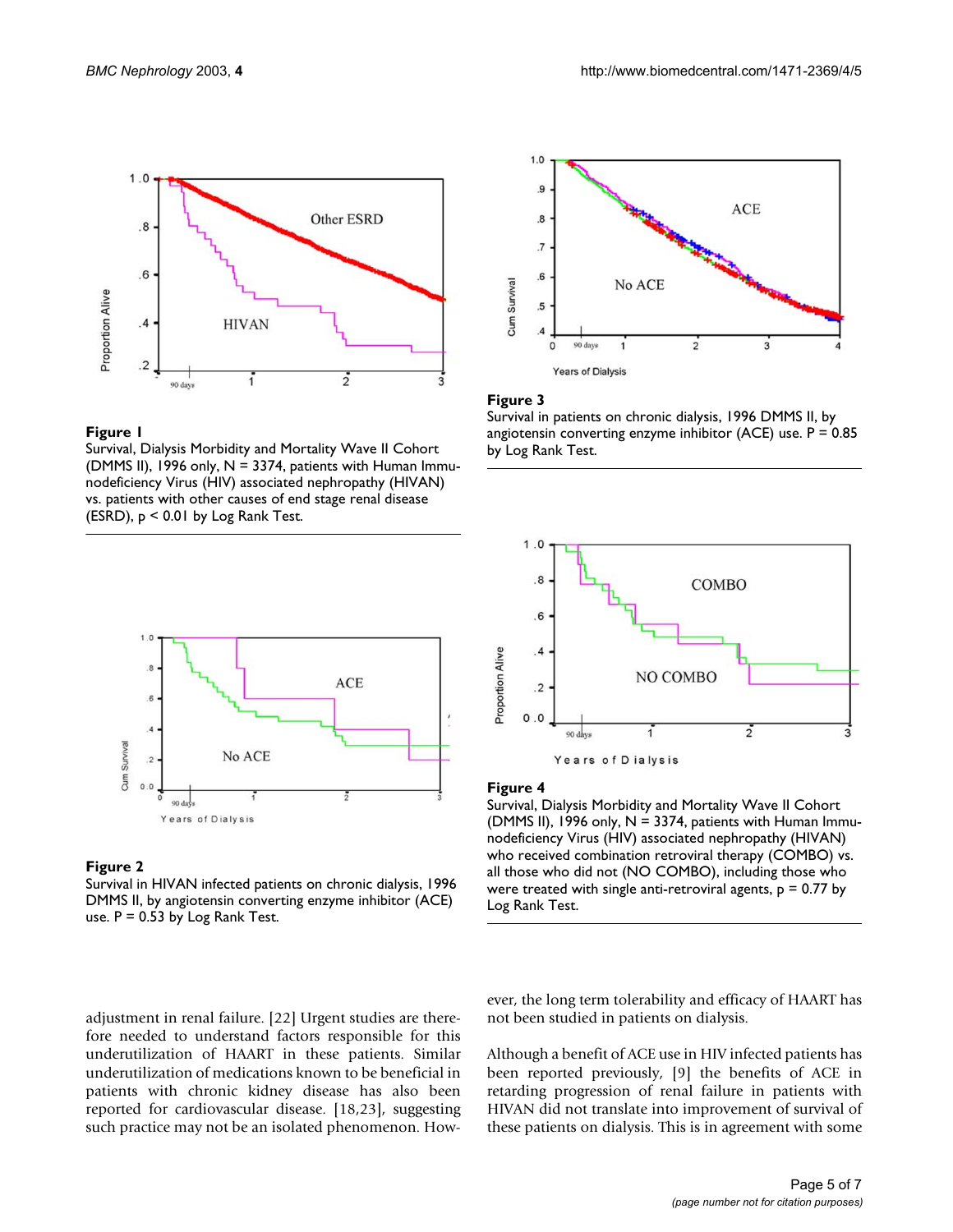**Figure 1**

Survival, Dialysis Morbidity and Mortality Wave II Cohort (DMMS II), 1996 only, N = 3374, patients with Human Immunodeficiency Virus (HIV) associated nephropathy (HIVAN) vs. patients with other causes of end stage renal disease (ESRD), $p < 0.01$ by Log Rank Test.

**Figure 3**

Survival in patients on chronic dialysis, 1996 DMMS II, by angiotensin converting enzyme inhibitor (ACE) use. $P = 0.85$ by Log Rank Test.

**Figure 2**

Survival in HIVAN infected patients on chronic dialysis, 1996 DMMS II, by angiotensin converting enzyme inhibitor (ACE) use. $P = 0.53$ by Log Rank Test.

**Figure 4**

Survival, Dialysis Morbidity and Mortality Wave II Cohort (DMMS II), 1996 only, N = 3374, patients with Human Immunodeficiency Virus (HIV) associated nephropathy (HIVAN) who received combination retroviral therapy (COMBO) vs. all those who did not (NO COMBO), including those who were treated with single anti-retroviral agents, $p = 0.77$ by Log Rank Test.

adjustment in renal failure. [22] Urgent studies are therefore needed to understand factors responsible for this underutilization of HAART in these patients. Similar underutilization of medications known to be beneficial in patients with chronic kidney disease has also been reported for cardiovascular disease. [18,23], suggesting such practice may not be an isolated phenomenon. However, the long term tolerability and efficacy of HAART has not been studied in patients on dialysis.

Although a benefit of ACE use in HIV infected patients has been reported previously, [9] the benefits of ACE in retarding progression of renal failure in patients with HIVAN did not translate into improvement of survival of these patients on dialysis. This is in agreement with some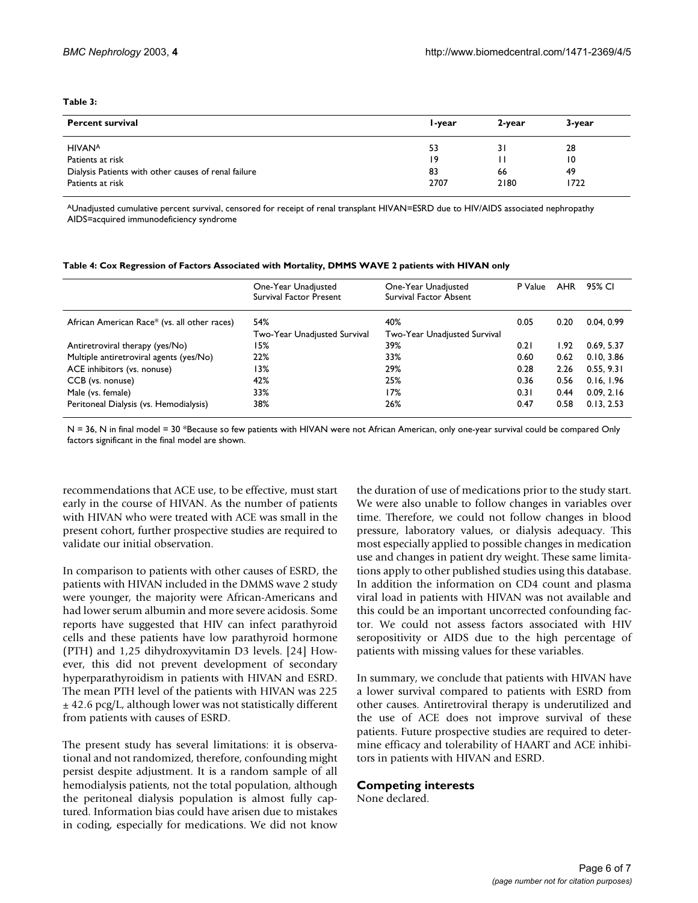**Table 3:**

| Percent survival | 1-year | 2-year | 3-year |
| --- | --- | --- | --- |
| HIVAN[A] | 53 | 31 | 28 |
| Patients at risk | 19 | 11 | 10 |
| Dialysis Patients with other causes of renal failure | 83 | 66 | 49 |
| Patients at risk | 2707 | 2180 | 1722 |

[A]Unadjusted cumulative percent survival, censored for receipt of renal transplant HIVAN=ESRD due to HIV/AIDS associated nephropathy AIDS=acquired immunodeficiency syndrome

**Table 4: Cox Regression of Factors Associated with Mortality, DMMS WAVE 2 patients with HIVAN only**

| | One-Year Unadjusted Survival Factor Present | One-Year Unadjusted Survival Factor Absent | P Value | AHR | 95% CI |
| --- | --- | --- | --- | --- | --- |
| African American Race* (vs. all other races) | 54% | 40% | 0.05 | 0.20 | 0.04, 0.99 |
| | Two-Year Unadjusted Survival | Two-Year Unadjusted Survival | | | |
| Antiretroviral therapy (yes/No) | 15% | 39% | 0.21 | 1.92 | 0.69, 5.37 |
| Multiple antiretroviral agents (yes/No) | 22% | 33% | 0.60 | 0.62 | 0.10, 3.86 |
| ACE inhibitors (vs. nonuse) | 13% | 29% | 0.28 | 2.26 | 0.55, 9.31 |
| CCB (vs. nonuse) | 42% | 25% | 0.36 | 0.56 | 0.16, 1.96 |
| Male (vs. female) | 33% | 17% | 0.31 | 0.44 | 0.09, 2.16 |
| Peritoneal Dialysis (vs. Hemodialysis) | 38% | 26% | 0.47 | 0.58 | 0.13, 2.53 |

N = 36, N in final model = 30 *Because so few patients with HIVAN were not African American, only one-year survival could be compared Only factors significant in the final model are shown.

recommendations that ACE use, to be effective, must start early in the course of HIVAN. As the number of patients with HIVAN who were treated with ACE was small in the present cohort, further prospective studies are required to validate our initial observation.

In comparison to patients with other causes of ESRD, the patients with HIVAN included in the DMMS wave 2 study were younger, the majority were African-Americans and had lower serum albumin and more severe acidosis. Some reports have suggested that HIV can infect parathyroid cells and these patients have low parathyroid hormone (PTH) and 1,25 dihydroxyvitamin D3 levels. [24] However, this did not prevent development of secondary hyperparathyroidism in patients with HIVAN and ESRD. The mean PTH level of the patients with HIVAN was 225 ± 42.6 pcg/L, although lower was not statistically different from patients with causes of ESRD.

The present study has several limitations: it is observational and not randomized, therefore, confounding might persist despite adjustment. It is a random sample of all hemodialysis patients, not the total population, although the peritoneal dialysis population is almost fully captured. Information bias could have arisen due to mistakes in coding, especially for medications. We did not know the duration of use of medications prior to the study start. We were also unable to follow changes in variables over time. Therefore, we could not follow changes in blood pressure, laboratory values, or dialysis adequacy. This most especially applied to possible changes in medication use and changes in patient dry weight. These same limitations apply to other published studies using this database. In addition the information on CD4 count and plasma viral load in patients with HIVAN was not available and this could be an important uncorrected confounding factor. We could not assess factors associated with HIV seropositivity or AIDS due to the high percentage of patients with missing values for these variables.

In summary, we conclude that patients with HIVAN have a lower survival compared to patients with ESRD from other causes. Antiretroviral therapy is underutilized and the use of ACE does not improve survival of these patients. Future prospective studies are required to determine efficacy and tolerability of HAART and ACE inhibitors in patients with HIVAN and ESRD.

## Competing interests

None declared.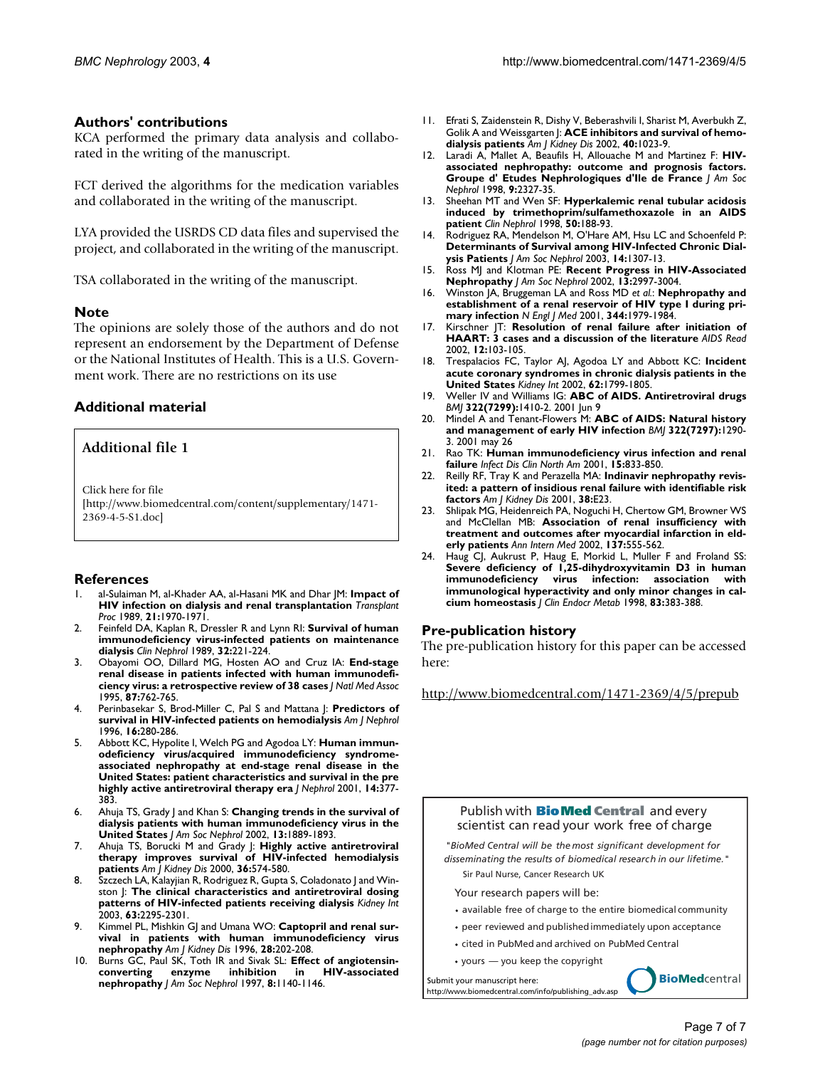## Authors' contributions

KCA performed the primary data analysis and collaborated in the writing of the manuscript.

FCT derived the algorithms for the medication variables and collaborated in the writing of the manuscript.

LYA provided the USRDS CD data files and supervised the project, and collaborated in the writing of the manuscript.

TSA collaborated in the writing of the manuscript.

## Note

The opinions are solely those of the authors and do not represent an endorsement by the Department of Defense or the National Institutes of Health. This is a U.S. Government work. There are no restrictions on its use

## Additional material

### Additional file 1

Click here for file
[http://www.biomedcentral.com/content/supplementary/1471-2369-4-5-S1.doc]

## References

1. al-Sulaiman M, al-Khader AA, al-Hasani MK and Dhar JM: **Impact of HIV infection on dialysis and renal transplantation** *Transplant Proc* 1989, **21:**1970-1971.
2. Feinfeld DA, Kaplan R, Dressler R and Lynn RI: **Survival of human immunodeficiency virus-infected patients on maintenance dialysis** *Clin Nephrol* 1989, **32:**221-224.
3. Obayomi OO, Dillard MG, Hosten AO and Cruz IA: **End-stage renal disease in patients infected with human immunodeficiency virus: a retrospective review of 38 cases** *J Natl Med Assoc* 1995, **87:**762-765.
4. Perinbasekar S, Brod-Miller C, Pal S and Mattana J: **Predictors of survival in HIV-infected patients on hemodialysis** *Am J Nephrol* 1996, **16:**280-286.
5. Abbott KC, Hypolite I, Welch PG and Agodoa LY: **Human immunodeficiency virus/acquired immunodeficiency syndrome-associated nephropathy at end-stage renal disease in the United States: patient characteristics and survival in the pre highly active antiretroviral therapy era** *J Nephrol* 2001, **14:**377-383.
6. Ahuja TS, Grady J and Khan S: **Changing trends in the survival of dialysis patients with human immunodeficiency virus in the United States** *J Am Soc Nephrol* 2002, **13:**1889-1893.
7. Ahuja TS, Borucki M and Grady J: **Highly active antiretroviral therapy improves survival of HIV-infected hemodialysis patients** *Am J Kidney Dis* 2000, **36:**574-580.
8. Szczech LA, Kalayjian R, Rodriguez R, Gupta S, Coladonato J and Winston J: **The clinical characteristics and antiretroviral dosing patterns of HIV-infected patients receiving dialysis** *Kidney Int* 2003, **63:**2295-2301.
9. Kimmel PL, Mishkin GJ and Umana WO: **Captopril and renal survival in patients with human immunodeficiency virus nephropathy** *Am J Kidney Dis* 1996, **28:**202-208.
10. Burns GC, Paul SK, Toth IR and Sivak SL: **Effect of angiotensin-converting enzyme inhibition in HIV-associated nephropathy** *J Am Soc Nephrol* 1997, **8:**1140-1146.
11. Efrati S, Zaidenstein R, Dishy V, Beberashvili I, Sharist M, Averbukh Z, Golik A and Weissgarten J: **ACE inhibitors and survival of hemodialysis patients** *Am J Kidney Dis* 2002, **40:**1023-9.
12. Laradi A, Mallet A, Beaufils H, Allouache M and Martinez F: **HIV-associated nephropathy: outcome and prognosis factors. Groupe d' Etudes Nephrologiques d'Ile de France** *J Am Soc Nephrol* 1998, **9:**2327-35.
13. Sheehan MT and Wen SF: **Hyperkalemic renal tubular acidosis induced by trimethoprim/sulfamethoxazole in an AIDS patient** *Clin Nephrol* 1998, **50:**188-93.
14. Rodriguez RA, Mendelson M, O'Hare AM, Hsu LC and Schoenfeld P: **Determinants of Survival among HIV-Infected Chronic Dialysis Patients** *J Am Soc Nephrol* 2003, **14:**1307-13.
15. Ross MJ and Klotman PE: **Recent Progress in HIV-Associated Nephropathy** *J Am Soc Nephrol* 2002, **13:**2997-3004.
16. Winston JA, Bruggeman LA and Ross MD *et al.*: **Nephropathy and establishment of a renal reservoir of HIV type I during primary infection** *N Engl J Med* 2001, **344:**1979-1984.
17. Kirschner JT: **Resolution of renal failure after initiation of HAART: 3 cases and a discussion of the literature** *AIDS Read* 2002, **12:**103-105.
18. Trespalacios FC, Taylor AJ, Agodoa LY and Abbott KC: **Incident acute coronary syndromes in chronic dialysis patients in the United States** *Kidney Int* 2002, **62:**1799-1805.
19. Weller IV and Williams IG: **ABC of AIDS. Antiretroviral drugs** *BMJ* **322(7299):**1410-2. 2001 Jun 9
20. Mindel A and Tenant-Flowers M: **ABC of AIDS: Natural history and management of early HIV infection** *BMJ* **322(7297):**1290-3. 2001 may 26
21. Rao TK: **Human immunodeficiency virus infection and renal failure** *Infect Dis Clin North Am* 2001, **15:**833-850.
22. Reilly RF, Tray K and Perazella MA: **Indinavir nephropathy revisited: a pattern of insidious renal failure with identifiable risk factors** *Am J Kidney Dis* 2001, **38:**E23.
23. Shlipak MG, Heidenreich PA, Noguchi H, Chertow GM, Browner WS and McClellan MB: **Association of renal insufficiency with treatment and outcomes after myocardial infarction in elderly patients** *Ann Intern Med* 2002, **137:**555-562.
24. Haug CJ, Aukrust P, Haug E, Morkid L, Muller F and Froland SS: **Severe deficiency of 1,25-dihydroxyvitamin D3 in human immunodeficiency virus infection: association with immunological hyperactivity and only minor changes in calcium homeostasis** *J Clin Endocr Metab* 1998, **83:**383-388.

## Pre-publication history

The pre-publication history for this paper can be accessed here:

http://www.biomedcentral.com/1471-2369/4/5/prepub

Publish with **BioMed Central** and every scientist can read your work free of charge

*"BioMed Central will be the most significant development for disseminating the results of biomedical research in our lifetime."*
Sir Paul Nurse, Cancer Research UK

Your research papers will be:

- available free of charge to the entire biomedical community
- peer reviewed and published immediately upon acceptance
- cited in PubMed and archived on PubMed Central
- yours — you keep the copyright

Submit your manuscript here:
http://www.biomedcentral.com/info/publishing_adv.asp

BioMedcentral